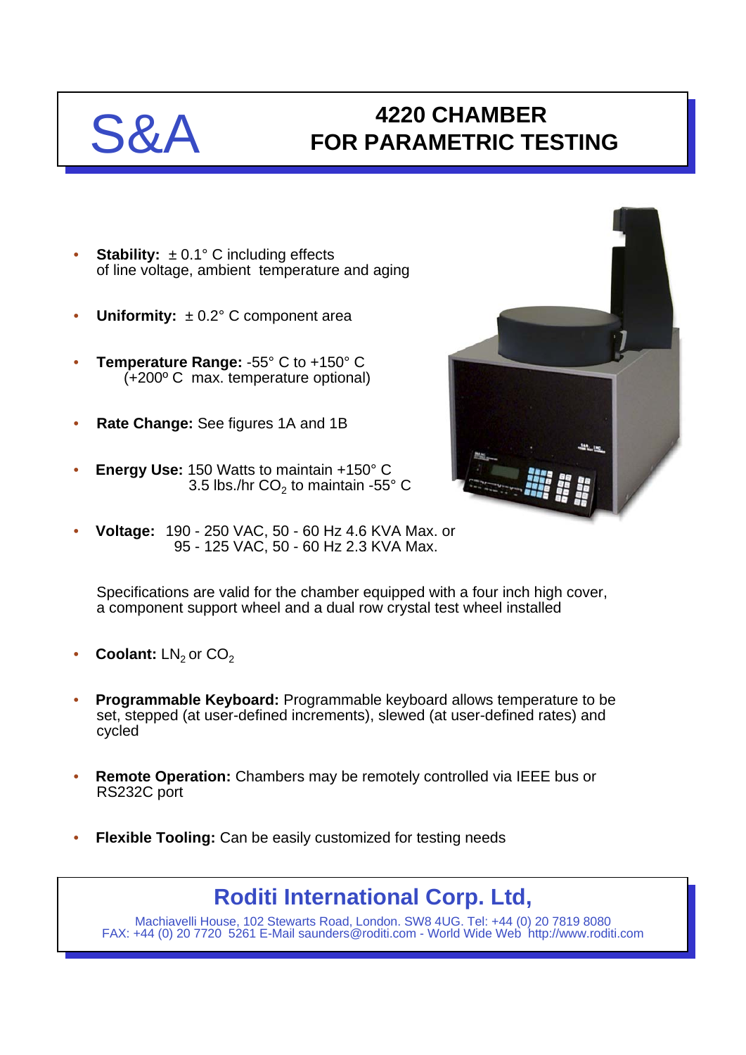# S&A

# 4220 CHAMBER FOR PARAMETRIC TESTING

- **Stability:** ± 0.1° C including effects of line voltage, ambient temperature and aging
- **Uniformity:** ± 0.2° C component area
- **Temperature Range:** -55° C to +150° C (+200º C max. temperature optional)
- **Rate Change:** See figures 1A and 1B
- **Energy Use:** 150 Watts to maintain +150° C  
  3.5 lbs./hr $CO_2$ to maintain -55° C
- **Voltage:** 190 - 250 VAC, 50 - 60 Hz 4.6 KVA Max. or  
  95 - 125 VAC, 50 - 60 Hz 2.3 KVA Max.

Specifications are valid for the chamber equipped with a four inch high cover, a component support wheel and a dual row crystal test wheel installed

- **Coolant:** $LN_2$ or $CO_2$
- **Programmable Keyboard:** Programmable keyboard allows temperature to be set, stepped (at user-defined increments), slewed (at user-defined rates) and cycled
- **Remote Operation:** Chambers may be remotely controlled via IEEE bus or RS232C port
- **Flexible Tooling:** Can be easily customized for testing needs

## Roditi International Corp. Ltd,

Machiavelli House, 102 Stewarts Road, London. SW8 4UG. Tel: +44 (0) 20 7819 8080  
FAX: +44 (0) 20 7720 5261 E-Mail saunders@roditi.com - World Wide Web http://www.roditi.com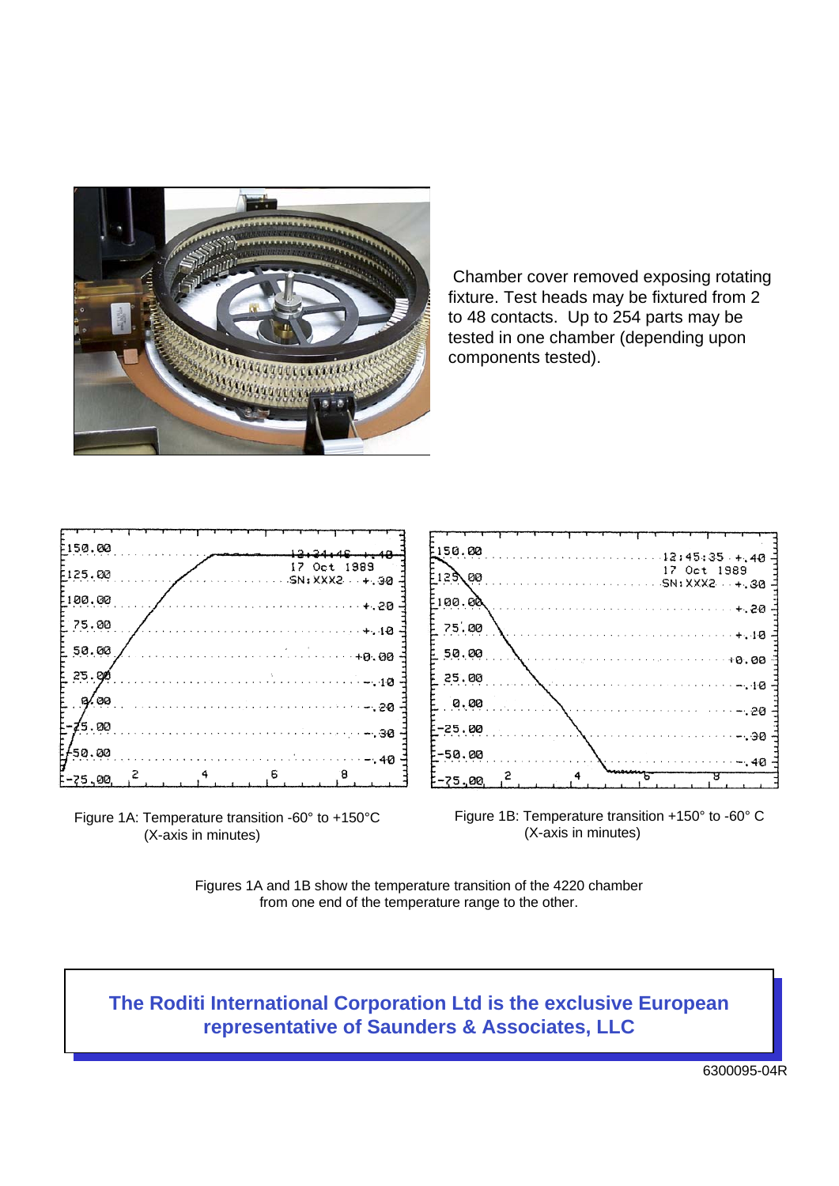Chamber cover removed exposing rotating fixture. Test heads may be fixtured from 2 to 48 contacts. Up to 254 parts may be tested in one chamber (depending upon components tested).

150.00
125.00
100.00
75.00
50.00
25.00
0.00
-25.00
-50.00
-75.00
2 4 6 8
12:24:46 +.40
17 Oct 1989
SN:XXX2 +.30
+.20
+.10
+0.00
-.10
-.20
-.30
-.40

Figure 1A: Temperature transition -60° to +150°C (X-axis in minutes)

150.00
125.00
100.00
75.00
50.00
25.00
0.00
-25.00
-50.00
-75.00
2 4 6 8
12:45:35 +.40
17 Oct 1989
SN:XXX2 +.30
+.20
+.10
+0.00
-.10
-.20
-.30
-.40

Figure 1B: Temperature transition +150° to -60° C (X-axis in minutes)

Figures 1A and 1B show the temperature transition of the 4220 chamber from one end of the temperature range to the other.

**The Roditi International Corporation Ltd is the exclusive European representative of Saunders & Associates, LLC**

6300095-04R